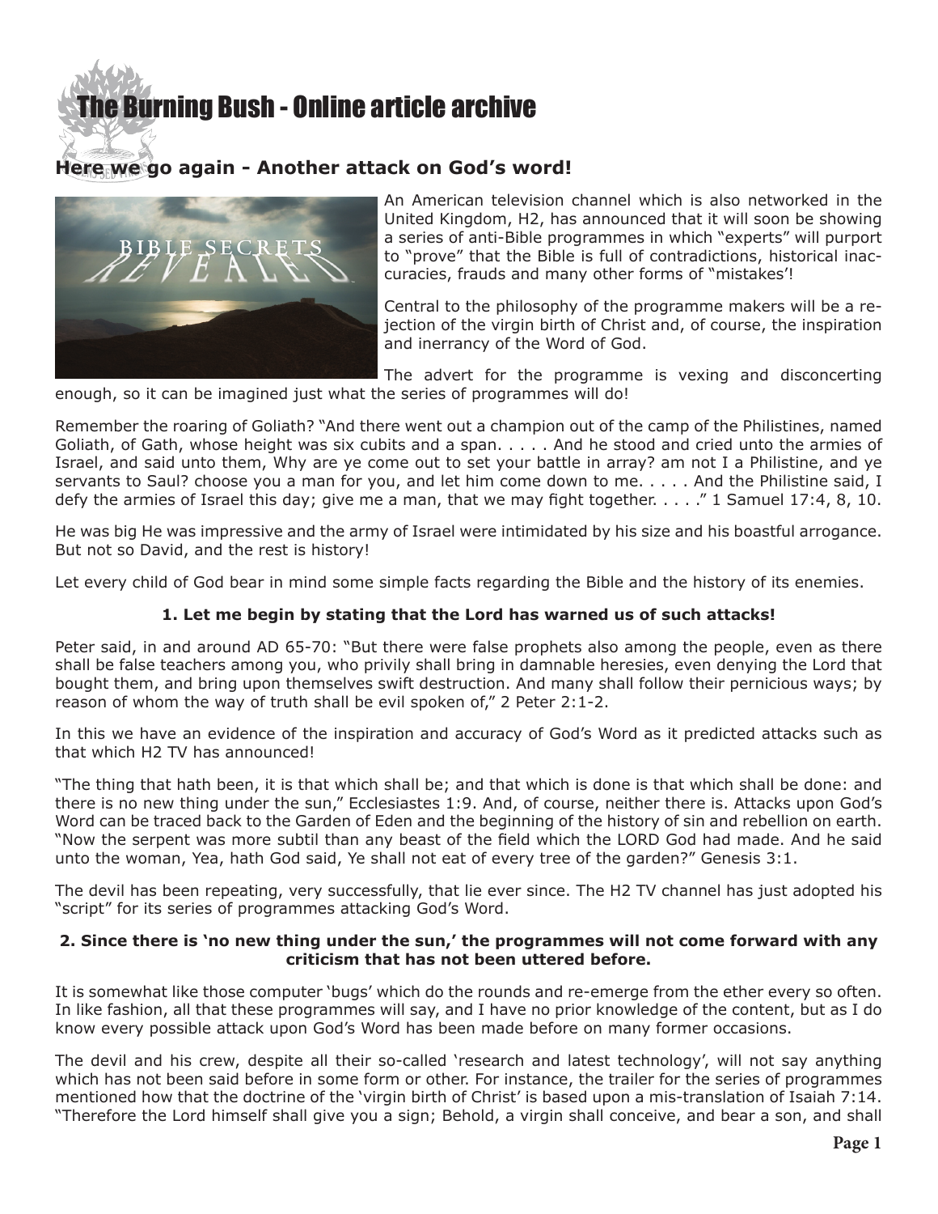# The Burning Bush - Online article archive

## Here we go again - Another attack on God's word!

An American television channel which is also networked in the United Kingdom, H2, has announced that it will soon be showing a series of anti-Bible programmes in which "experts" will purport to "prove" that the Bible is full of contradictions, historical inaccuracies, frauds and many other forms of "mistakes'!

Central to the philosophy of the programme makers will be a rejection of the virgin birth of Christ and, of course, the inspiration and inerrancy of the Word of God.

The advert for the programme is vexing and disconcerting enough, so it can be imagined just what the series of programmes will do!

Remember the roaring of Goliath? "And there went out a champion out of the camp of the Philistines, named Goliath, of Gath, whose height was six cubits and a span. . . . . And he stood and cried unto the armies of Israel, and said unto them, Why are ye come out to set your battle in array? am not I a Philistine, and ye servants to Saul? choose you a man for you, and let him come down to me. . . . . And the Philistine said, I defy the armies of Israel this day; give me a man, that we may fight together. . . . ." 1 Samuel 17:4, 8, 10.

He was big He was impressive and the army of Israel were intimidated by his size and his boastful arrogance. But not so David, and the rest is history!

Let every child of God bear in mind some simple facts regarding the Bible and the history of its enemies.

**1. Let me begin by stating that the Lord has warned us of such attacks!**

Peter said, in and around AD 65-70: "But there were false prophets also among the people, even as there shall be false teachers among you, who privily shall bring in damnable heresies, even denying the Lord that bought them, and bring upon themselves swift destruction. And many shall follow their pernicious ways; by reason of whom the way of truth shall be evil spoken of," 2 Peter 2:1-2.

In this we have an evidence of the inspiration and accuracy of God's Word as it predicted attacks such as that which H2 TV has announced!

"The thing that hath been, it is that which shall be; and that which is done is that which shall be done: and there is no new thing under the sun," Ecclesiastes 1:9. And, of course, neither there is. Attacks upon God's Word can be traced back to the Garden of Eden and the beginning of the history of sin and rebellion on earth. "Now the serpent was more subtil than any beast of the field which the LORD God had made. And he said unto the woman, Yea, hath God said, Ye shall not eat of every tree of the garden?" Genesis 3:1.

The devil has been repeating, very successfully, that lie ever since. The H2 TV channel has just adopted his "script" for its series of programmes attacking God's Word.

**2. Since there is 'no new thing under the sun,' the programmes will not come forward with any criticism that has not been uttered before.**

It is somewhat like those computer 'bugs' which do the rounds and re-emerge from the ether every so often. In like fashion, all that these programmes will say, and I have no prior knowledge of the content, but as I do know every possible attack upon God's Word has been made before on many former occasions.

The devil and his crew, despite all their so-called 'research and latest technology', will not say anything which has not been said before in some form or other. For instance, the trailer for the series of programmes mentioned how that the doctrine of the 'virgin birth of Christ' is based upon a mis-translation of Isaiah 7:14. "Therefore the Lord himself shall give you a sign; Behold, a virgin shall conceive, and bear a son, and shall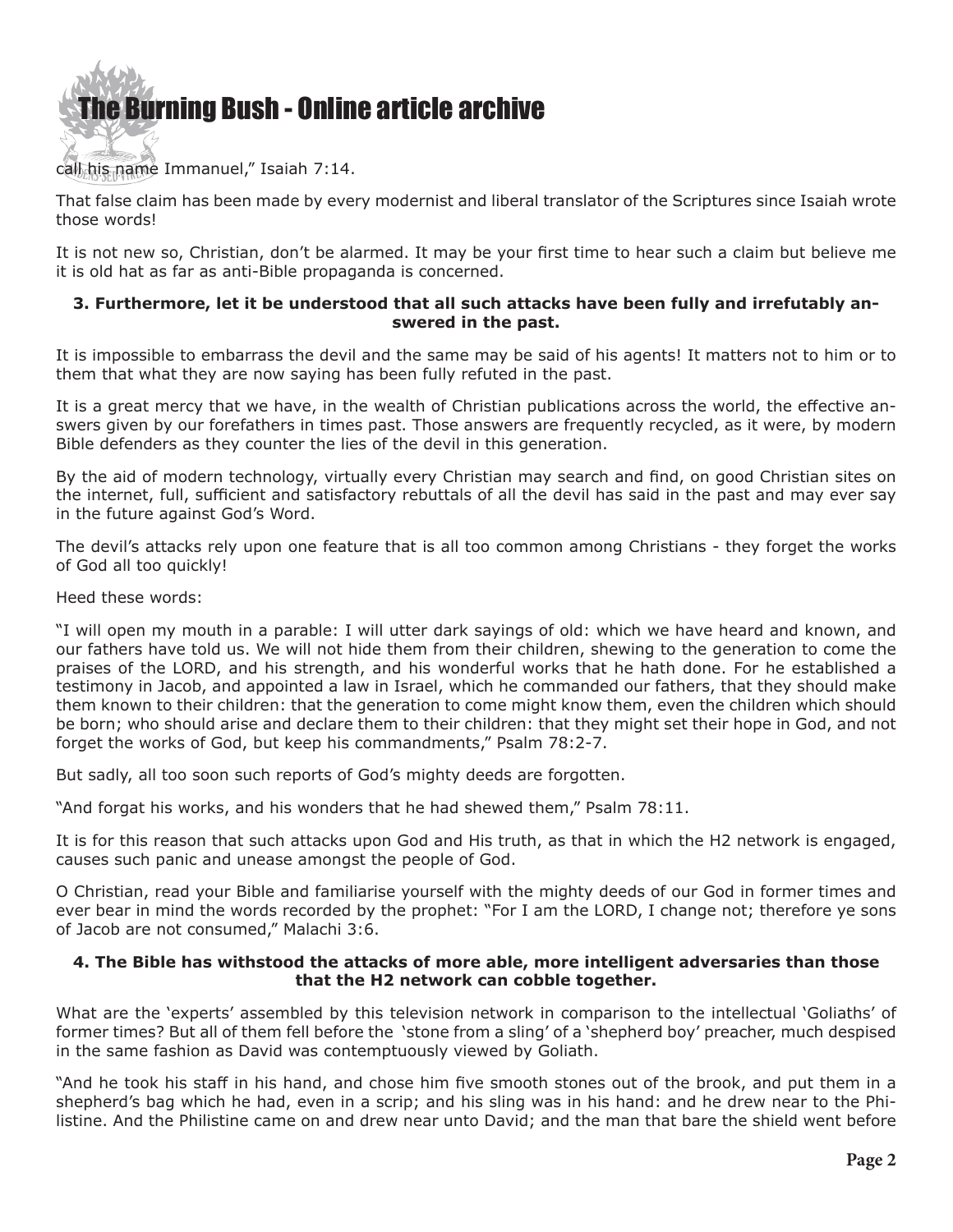call his name Immanuel," Isaiah 7:14.

That false claim has been made by every modernist and liberal translator of the Scriptures since Isaiah wrote those words!

It is not new so, Christian, don't be alarmed. It may be your first time to hear such a claim but believe me it is old hat as far as anti-Bible propaganda is concerned.

**3. Furthermore, let it be understood that all such attacks have been fully and irrefutably answered in the past.**

It is impossible to embarrass the devil and the same may be said of his agents! It matters not to him or to them that what they are now saying has been fully refuted in the past.

It is a great mercy that we have, in the wealth of Christian publications across the world, the effective answers given by our forefathers in times past. Those answers are frequently recycled, as it were, by modern Bible defenders as they counter the lies of the devil in this generation.

By the aid of modern technology, virtually every Christian may search and find, on good Christian sites on the internet, full, sufficient and satisfactory rebuttals of all the devil has said in the past and may ever say in the future against God's Word.

The devil's attacks rely upon one feature that is all too common among Christians - they forget the works of God all too quickly!

Heed these words:

"I will open my mouth in a parable: I will utter dark sayings of old: which we have heard and known, and our fathers have told us. We will not hide them from their children, shewing to the generation to come the praises of the LORD, and his strength, and his wonderful works that he hath done. For he established a testimony in Jacob, and appointed a law in Israel, which he commanded our fathers, that they should make them known to their children: that the generation to come might know them, even the children which should be born; who should arise and declare them to their children: that they might set their hope in God, and not forget the works of God, but keep his commandments," Psalm 78:2-7.

But sadly, all too soon such reports of God's mighty deeds are forgotten.

"And forgat his works, and his wonders that he had shewed them," Psalm 78:11.

It is for this reason that such attacks upon God and His truth, as that in which the H2 network is engaged, causes such panic and unease amongst the people of God.

O Christian, read your Bible and familiarise yourself with the mighty deeds of our God in former times and ever bear in mind the words recorded by the prophet: "For I am the LORD, I change not; therefore ye sons of Jacob are not consumed," Malachi 3:6.

**4. The Bible has withstood the attacks of more able, more intelligent adversaries than those that the H2 network can cobble together.**

What are the 'experts' assembled by this television network in comparison to the intellectual 'Goliaths' of former times? But all of them fell before the 'stone from a sling' of a 'shepherd boy' preacher, much despised in the same fashion as David was contemptuously viewed by Goliath.

"And he took his staff in his hand, and chose him five smooth stones out of the brook, and put them in a shepherd's bag which he had, even in a scrip; and his sling was in his hand: and he drew near to the Philistine. And the Philistine came on and drew near unto David; and the man that bare the shield went before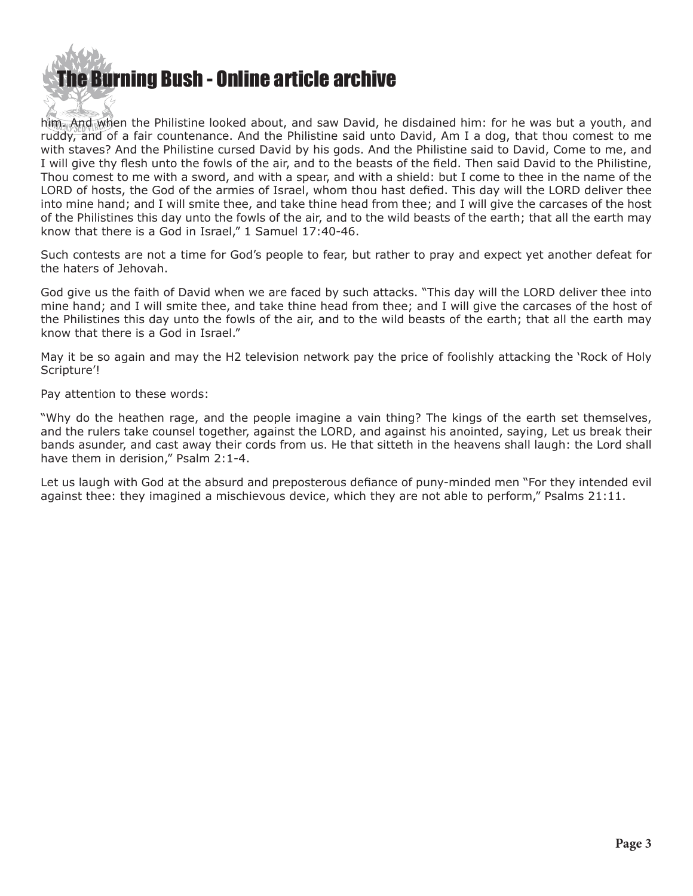him. And when the Philistine looked about, and saw David, he disdained him: for he was but a youth, and ruddy, and of a fair countenance. And the Philistine said unto David, Am I a dog, that thou comest to me with staves? And the Philistine cursed David by his gods. And the Philistine said to David, Come to me, and I will give thy flesh unto the fowls of the air, and to the beasts of the field. Then said David to the Philistine, Thou comest to me with a sword, and with a spear, and with a shield: but I come to thee in the name of the LORD of hosts, the God of the armies of Israel, whom thou hast defied. This day will the LORD deliver thee into mine hand; and I will smite thee, and take thine head from thee; and I will give the carcases of the host of the Philistines this day unto the fowls of the air, and to the wild beasts of the earth; that all the earth may know that there is a God in Israel," 1 Samuel 17:40-46.

Such contests are not a time for God's people to fear, but rather to pray and expect yet another defeat for the haters of Jehovah.

God give us the faith of David when we are faced by such attacks. "This day will the LORD deliver thee into mine hand; and I will smite thee, and take thine head from thee; and I will give the carcases of the host of the Philistines this day unto the fowls of the air, and to the wild beasts of the earth; that all the earth may know that there is a God in Israel."

May it be so again and may the H2 television network pay the price of foolishly attacking the 'Rock of Holy Scripture'!

Pay attention to these words:

"Why do the heathen rage, and the people imagine a vain thing? The kings of the earth set themselves, and the rulers take counsel together, against the LORD, and against his anointed, saying, Let us break their bands asunder, and cast away their cords from us. He that sitteth in the heavens shall laugh: the Lord shall have them in derision," Psalm 2:1-4.

Let us laugh with God at the absurd and preposterous defiance of puny-minded men "For they intended evil against thee: they imagined a mischievous device, which they are not able to perform," Psalms 21:11.